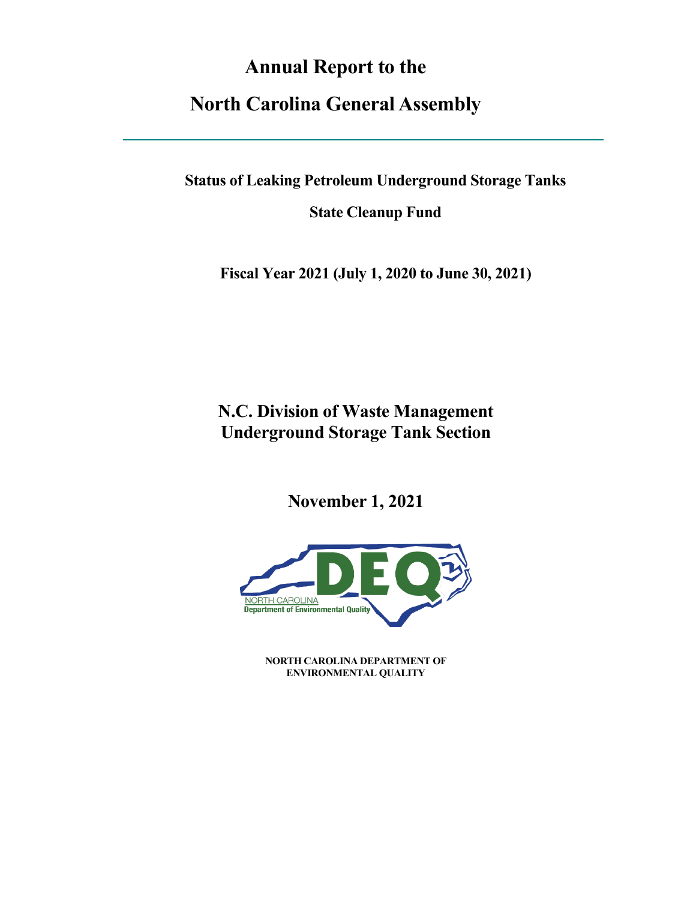# Annual Report to the

# North Carolina General Assembly

---

## Status of Leaking Petroleum Underground Storage Tanks

## State Cleanup Fund

### Fiscal Year 2021 (July 1, 2020 to June 30, 2021)

## N.C. Division of Waste Management
## Underground Storage Tank Section

## November 1, 2021

**NORTH CAROLINA DEPARTMENT OF ENVIRONMENTAL QUALITY**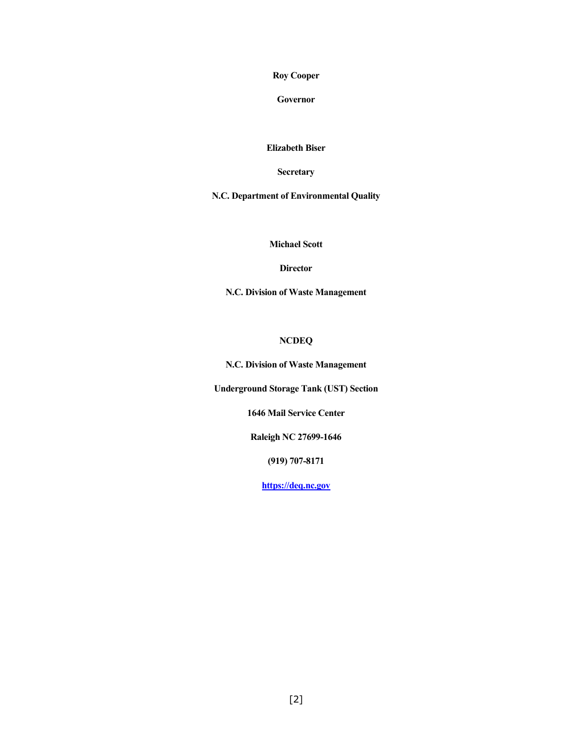**Roy Cooper**

**Governor**

**Elizabeth Biser**

**Secretary**

**N.C. Department of Environmental Quality**

**Michael Scott**

**Director**

**N.C. Division of Waste Management**

**NCDEQ**

**N.C. Division of Waste Management**

**Underground Storage Tank (UST) Section**

**1646 Mail Service Center**

**Raleigh NC 27699-1646**

**(919) 707-8171**

**https://deq.nc.gov**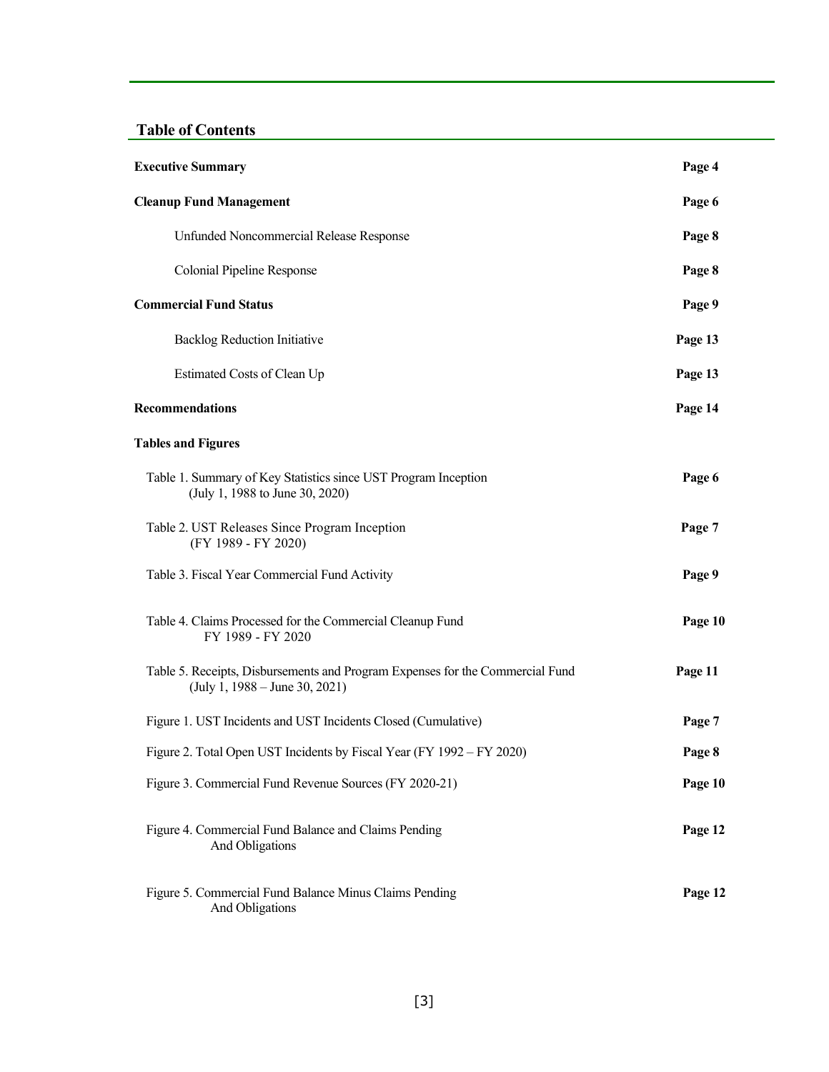## Table of Contents

| | |
|---|---|
| **Executive Summary** | **Page 4** |
| **Cleanup Fund Management** | **Page 6** |
| Unfunded Noncommercial Release Response | **Page 8** |
| Colonial Pipeline Response | **Page 8** |
| **Commercial Fund Status** | **Page 9** |
| Backlog Reduction Initiative | **Page 13** |
| Estimated Costs of Clean Up | **Page 13** |
| **Recommendations** | **Page 14** |
| **Tables and Figures** | |
| Table 1. Summary of Key Statistics since UST Program Inception (July 1, 1988 to June 30, 2020) | **Page 6** |
| Table 2. UST Releases Since Program Inception (FY 1989 - FY 2020) | **Page 7** |
| Table 3. Fiscal Year Commercial Fund Activity | **Page 9** |
| Table 4. Claims Processed for the Commercial Cleanup Fund FY 1989 - FY 2020 | **Page 10** |
| Table 5. Receipts, Disbursements and Program Expenses for the Commercial Fund (July 1, 1988 – June 30, 2021) | **Page 11** |
| Figure 1. UST Incidents and UST Incidents Closed (Cumulative) | **Page 7** |
| Figure 2. Total Open UST Incidents by Fiscal Year (FY 1992 – FY 2020) | **Page 8** |
| Figure 3. Commercial Fund Revenue Sources (FY 2020-21) | **Page 10** |
| Figure 4. Commercial Fund Balance and Claims Pending And Obligations | **Page 12** |
| Figure 5. Commercial Fund Balance Minus Claims Pending And Obligations | **Page 12** |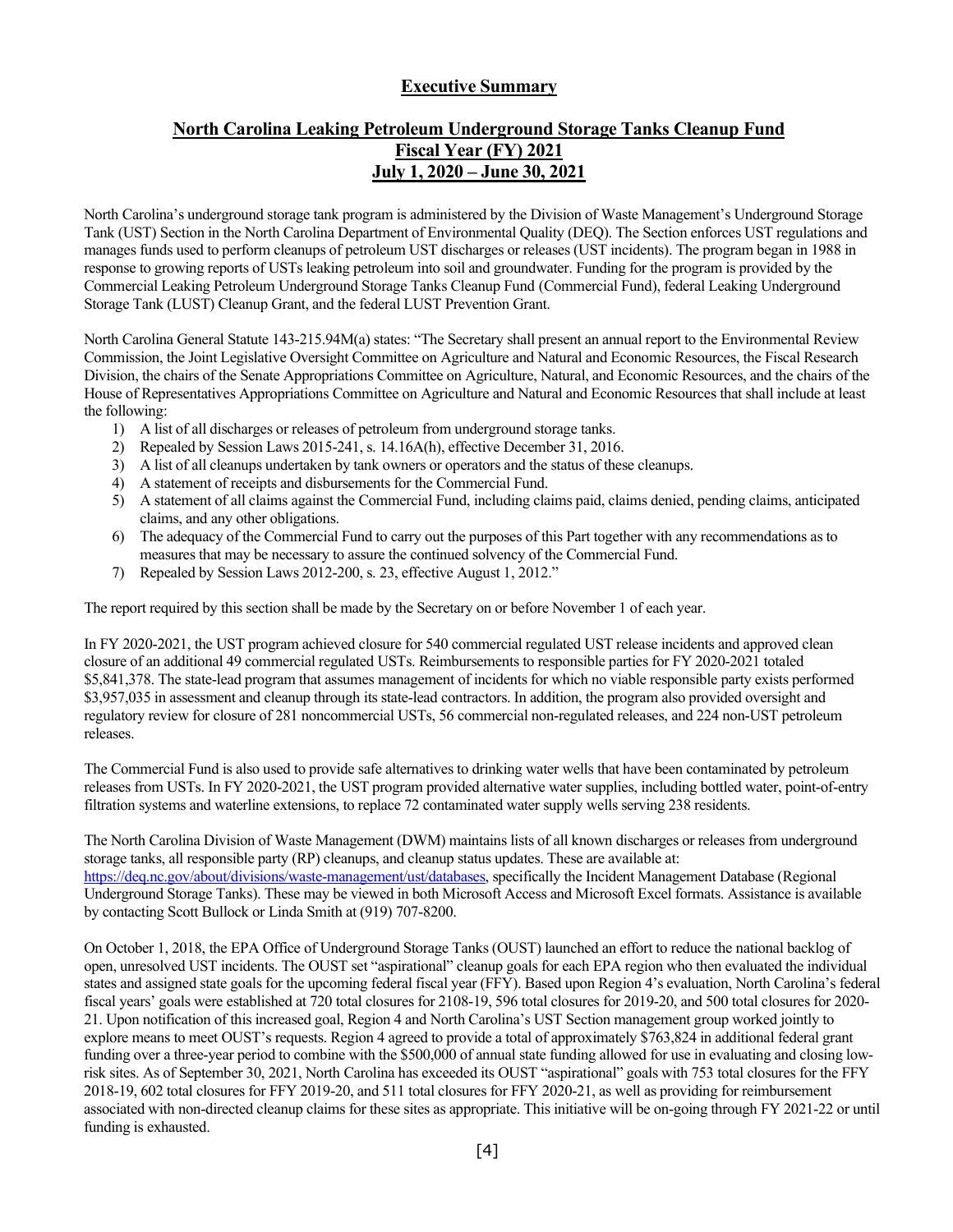# Executive Summary

## North Carolina Leaking Petroleum Underground Storage Tanks Cleanup Fund
## Fiscal Year (FY) 2021
## July 1, 2020 – June 30, 2021

North Carolina's underground storage tank program is administered by the Division of Waste Management's Underground Storage Tank (UST) Section in the North Carolina Department of Environmental Quality (DEQ). The Section enforces UST regulations and manages funds used to perform cleanups of petroleum UST discharges or releases (UST incidents). The program began in 1988 in response to growing reports of USTs leaking petroleum into soil and groundwater. Funding for the program is provided by the Commercial Leaking Petroleum Underground Storage Tanks Cleanup Fund (Commercial Fund), federal Leaking Underground Storage Tank (LUST) Cleanup Grant, and the federal LUST Prevention Grant.

North Carolina General Statute 143-215.94M(a) states: "The Secretary shall present an annual report to the Environmental Review Commission, the Joint Legislative Oversight Committee on Agriculture and Natural and Economic Resources, the Fiscal Research Division, the chairs of the Senate Appropriations Committee on Agriculture, Natural, and Economic Resources, and the chairs of the House of Representatives Appropriations Committee on Agriculture and Natural and Economic Resources that shall include at least the following:

1) A list of all discharges or releases of petroleum from underground storage tanks.
2) Repealed by Session Laws 2015-241, s. 14.16A(h), effective December 31, 2016.
3) A list of all cleanups undertaken by tank owners or operators and the status of these cleanups.
4) A statement of receipts and disbursements for the Commercial Fund.
5) A statement of all claims against the Commercial Fund, including claims paid, claims denied, pending claims, anticipated claims, and any other obligations.
6) The adequacy of the Commercial Fund to carry out the purposes of this Part together with any recommendations as to measures that may be necessary to assure the continued solvency of the Commercial Fund.
7) Repealed by Session Laws 2012-200, s. 23, effective August 1, 2012."

The report required by this section shall be made by the Secretary on or before November 1 of each year.

In FY 2020-2021, the UST program achieved closure for 540 commercial regulated UST release incidents and approved clean closure of an additional 49 commercial regulated USTs. Reimbursements to responsible parties for FY 2020-2021 totaled $5,841,378. The state-lead program that assumes management of incidents for which no viable responsible party exists performed $3,957,035 in assessment and cleanup through its state-lead contractors. In addition, the program also provided oversight and regulatory review for closure of 281 noncommercial USTs, 56 commercial non-regulated releases, and 224 non-UST petroleum releases.

The Commercial Fund is also used to provide safe alternatives to drinking water wells that have been contaminated by petroleum releases from USTs. In FY 2020-2021, the UST program provided alternative water supplies, including bottled water, point-of-entry filtration systems and waterline extensions, to replace 72 contaminated water supply wells serving 238 residents.

The North Carolina Division of Waste Management (DWM) maintains lists of all known discharges or releases from underground storage tanks, all responsible party (RP) cleanups, and cleanup status updates. These are available at: https://deq.nc.gov/about/divisions/waste-management/ust/databases, specifically the Incident Management Database (Regional Underground Storage Tanks). These may be viewed in both Microsoft Access and Microsoft Excel formats. Assistance is available by contacting Scott Bullock or Linda Smith at (919) 707-8200.

On October 1, 2018, the EPA Office of Underground Storage Tanks (OUST) launched an effort to reduce the national backlog of open, unresolved UST incidents. The OUST set "aspirational" cleanup goals for each EPA region who then evaluated the individual states and assigned state goals for the upcoming federal fiscal year (FFY). Based upon Region 4's evaluation, North Carolina's federal fiscal years' goals were established at 720 total closures for 2108-19, 596 total closures for 2019-20, and 500 total closures for 2020-21. Upon notification of this increased goal, Region 4 and North Carolina's UST Section management group worked jointly to explore means to meet OUST's requests. Region 4 agreed to provide a total of approximately $763,824 in additional federal grant funding over a three-year period to combine with the $500,000 of annual state funding allowed for use in evaluating and closing low-risk sites. As of September 30, 2021, North Carolina has exceeded its OUST "aspirational" goals with 753 total closures for the FFY 2018-19, 602 total closures for FFY 2019-20, and 511 total closures for FFY 2020-21, as well as providing for reimbursement associated with non-directed cleanup claims for these sites as appropriate. This initiative will be on-going through FY 2021-22 or until funding is exhausted.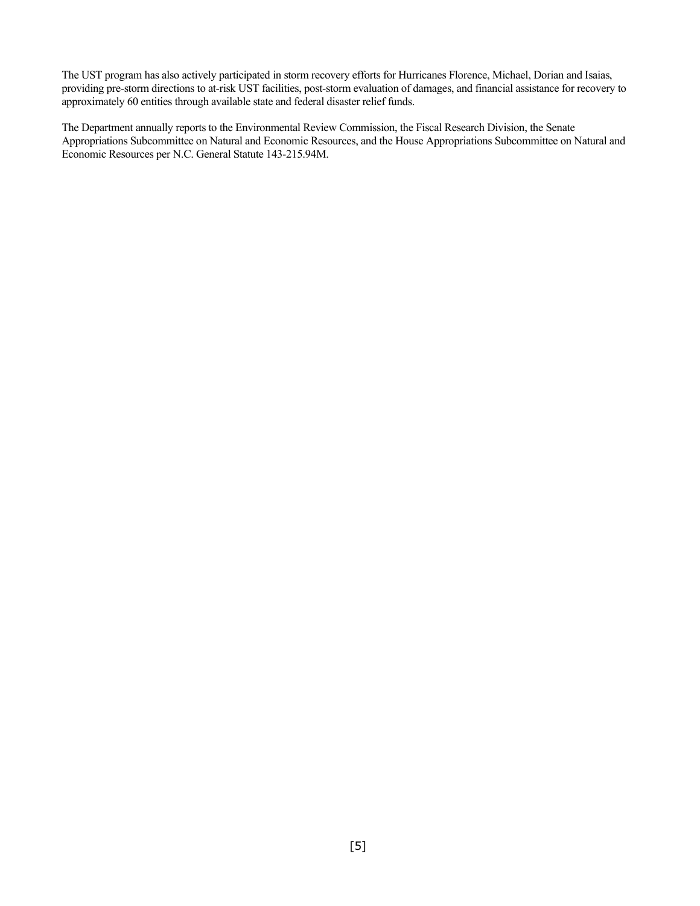The UST program has also actively participated in storm recovery efforts for Hurricanes Florence, Michael, Dorian and Isaias, providing pre-storm directions to at-risk UST facilities, post-storm evaluation of damages, and financial assistance for recovery to approximately 60 entities through available state and federal disaster relief funds.

The Department annually reports to the Environmental Review Commission, the Fiscal Research Division, the Senate Appropriations Subcommittee on Natural and Economic Resources, and the House Appropriations Subcommittee on Natural and Economic Resources per N.C. General Statute 143-215.94M.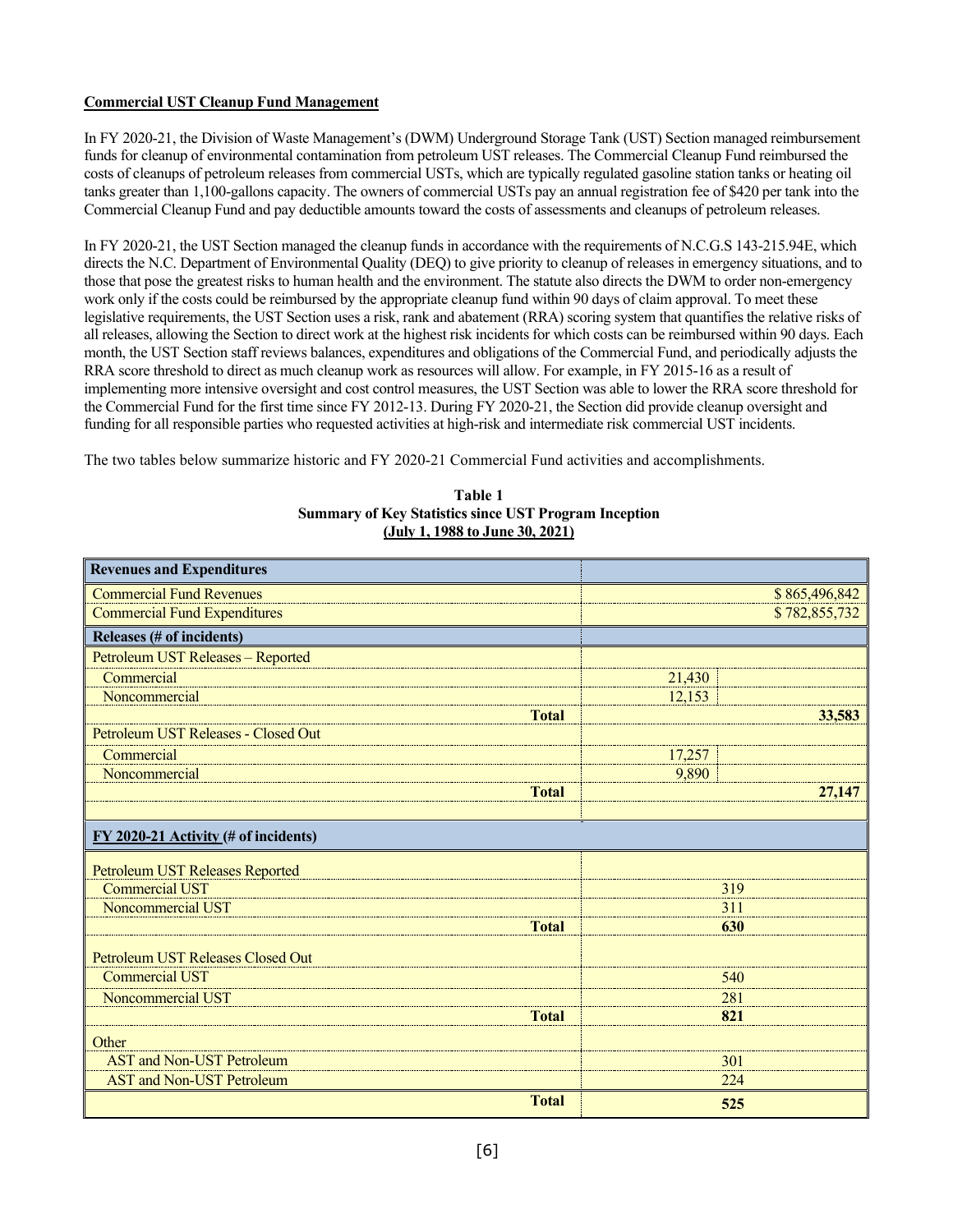**Commercial UST Cleanup Fund Management**

In FY 2020-21, the Division of Waste Management's (DWM) Underground Storage Tank (UST) Section managed reimbursement funds for cleanup of environmental contamination from petroleum UST releases. The Commercial Cleanup Fund reimbursed the costs of cleanups of petroleum releases from commercial USTs, which are typically regulated gasoline station tanks or heating oil tanks greater than 1,100-gallons capacity. The owners of commercial USTs pay an annual registration fee of $420 per tank into the Commercial Cleanup Fund and pay deductible amounts toward the costs of assessments and cleanups of petroleum releases.

In FY 2020-21, the UST Section managed the cleanup funds in accordance with the requirements of N.C.G.S 143-215.94E, which directs the N.C. Department of Environmental Quality (DEQ) to give priority to cleanup of releases in emergency situations, and to those that pose the greatest risks to human health and the environment. The statute also directs the DWM to order non-emergency work only if the costs could be reimbursed by the appropriate cleanup fund within 90 days of claim approval. To meet these legislative requirements, the UST Section uses a risk, rank and abatement (RRA) scoring system that quantifies the relative risks of all releases, allowing the Section to direct work at the highest risk incidents for which costs can be reimbursed within 90 days. Each month, the UST Section staff reviews balances, expenditures and obligations of the Commercial Fund, and periodically adjusts the RRA score threshold to direct as much cleanup work as resources will allow. For example, in FY 2015-16 as a result of implementing more intensive oversight and cost control measures, the UST Section was able to lower the RRA score threshold for the Commercial Fund for the first time since FY 2012-13. During FY 2020-21, the Section did provide cleanup oversight and funding for all responsible parties who requested activities at high-risk and intermediate risk commercial UST incidents.

The two tables below summarize historic and FY 2020-21 Commercial Fund activities and accomplishments.

**Table 1**
**Summary of Key Statistics since UST Program Inception**
**(July 1, 1988 to June 30, 2021)**

| **Revenues and Expenditures** | | |
|---|---|---|
| Commercial Fund Revenues | | $ 865,496,842 |
| Commercial Fund Expenditures | | $ 782,855,732 |
| **Releases (# of incidents)** | | |
| Petroleum UST Releases – Reported | | |
| Commercial | 21,430 | |
| Noncommercial | 12,153 | |
| **Total** | | **33,583** |
| Petroleum UST Releases - Closed Out | | |
| Commercial | 17,257 | |
| Noncommercial | 9,890 | |
| **Total** | | **27,147** |
| | | |
| **FY 2020-21 Activity (# of incidents)** | | |
| Petroleum UST Releases Reported | | |
| Commercial UST | 319 | |
| Noncommercial UST | 311 | |
| **Total** | **630** | |
| Petroleum UST Releases Closed Out | | |
| Commercial UST | 540 | |
| Noncommercial UST | 281 | |
| **Total** | **821** | |
| Other | | |
| AST and Non-UST Petroleum | 301 | |
| AST and Non-UST Petroleum | 224 | |
| **Total** | **525** | |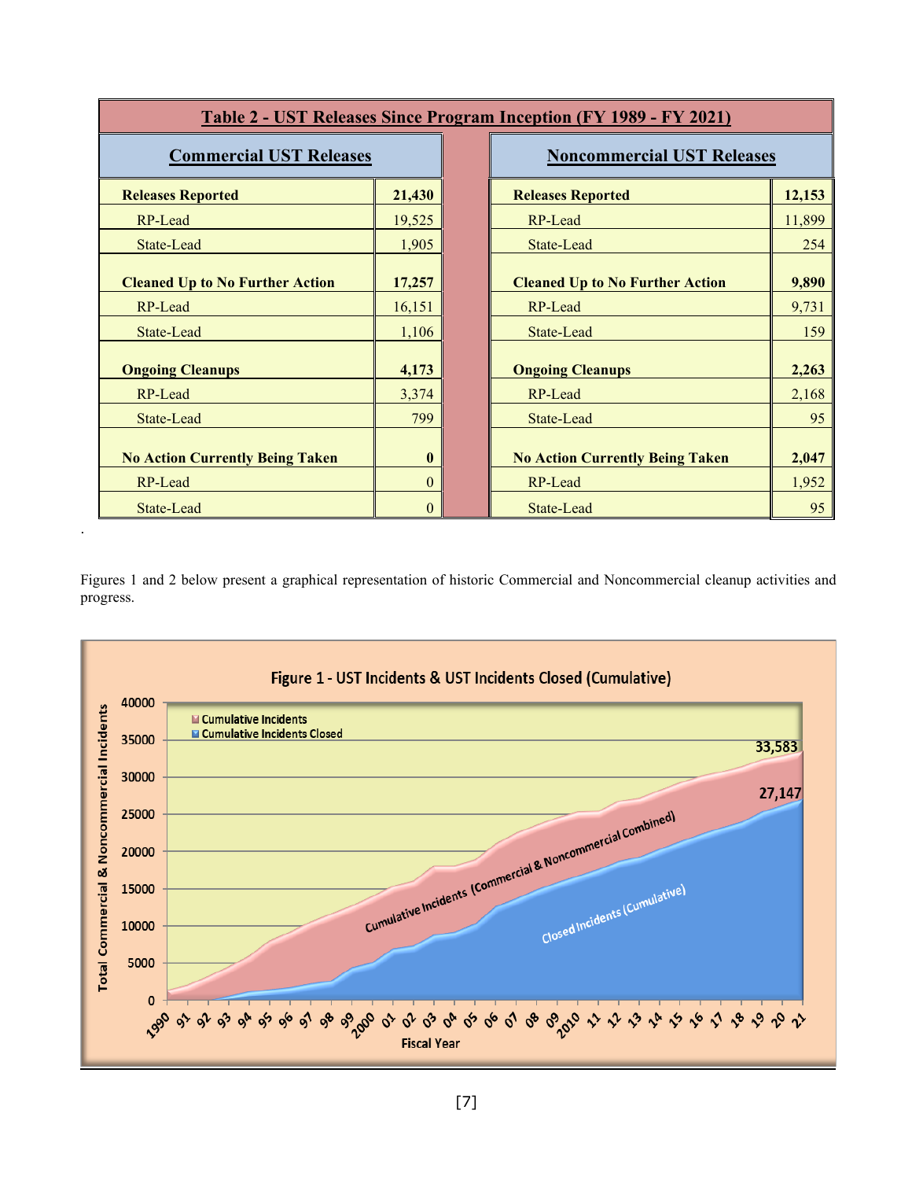| Table 2 - UST Releases Since Program Inception (FY 1989 - FY 2021) | | | |
|---|---|---|---|
| **Commercial UST Releases** | | **Noncommercial UST Releases** | |
| **Releases Reported** | **21,430** | **Releases Reported** | **12,153** |
| RP-Lead | 19,525 | RP-Lead | 11,899 |
| State-Lead | 1,905 | State-Lead | 254 |
| **Cleaned Up to No Further Action** | **17,257** | **Cleaned Up to No Further Action** | **9,890** |
| RP-Lead | 16,151 | RP-Lead | 9,731 |
| State-Lead | 1,106 | State-Lead | 159 |
| **Ongoing Cleanups** | **4,173** | **Ongoing Cleanups** | **2,263** |
| RP-Lead | 3,374 | RP-Lead | 2,168 |
| State-Lead | 799 | State-Lead | 95 |
| **No Action Currently Being Taken** | **0** | **No Action Currently Being Taken** | **2,047** |
| RP-Lead | 0 | RP-Lead | 1,952 |
| State-Lead | 0 | State-Lead | 95 |

Figures 1 and 2 below present a graphical representation of historic Commercial and Noncommercial cleanup activities and progress.

**Figure 1 - UST Incidents & UST Incidents Closed (Cumulative)**

Legend: Cumulative Incidents; Cumulative Incidents Closed

Y-axis: Total Commercial & Noncommercial Incidents (0–40000). X-axis: Fiscal Year (1990–21).

Cumulative Incidents (Commercial & Noncommercial Combined): 33,583

Closed Incidents (Cumulative): 27,147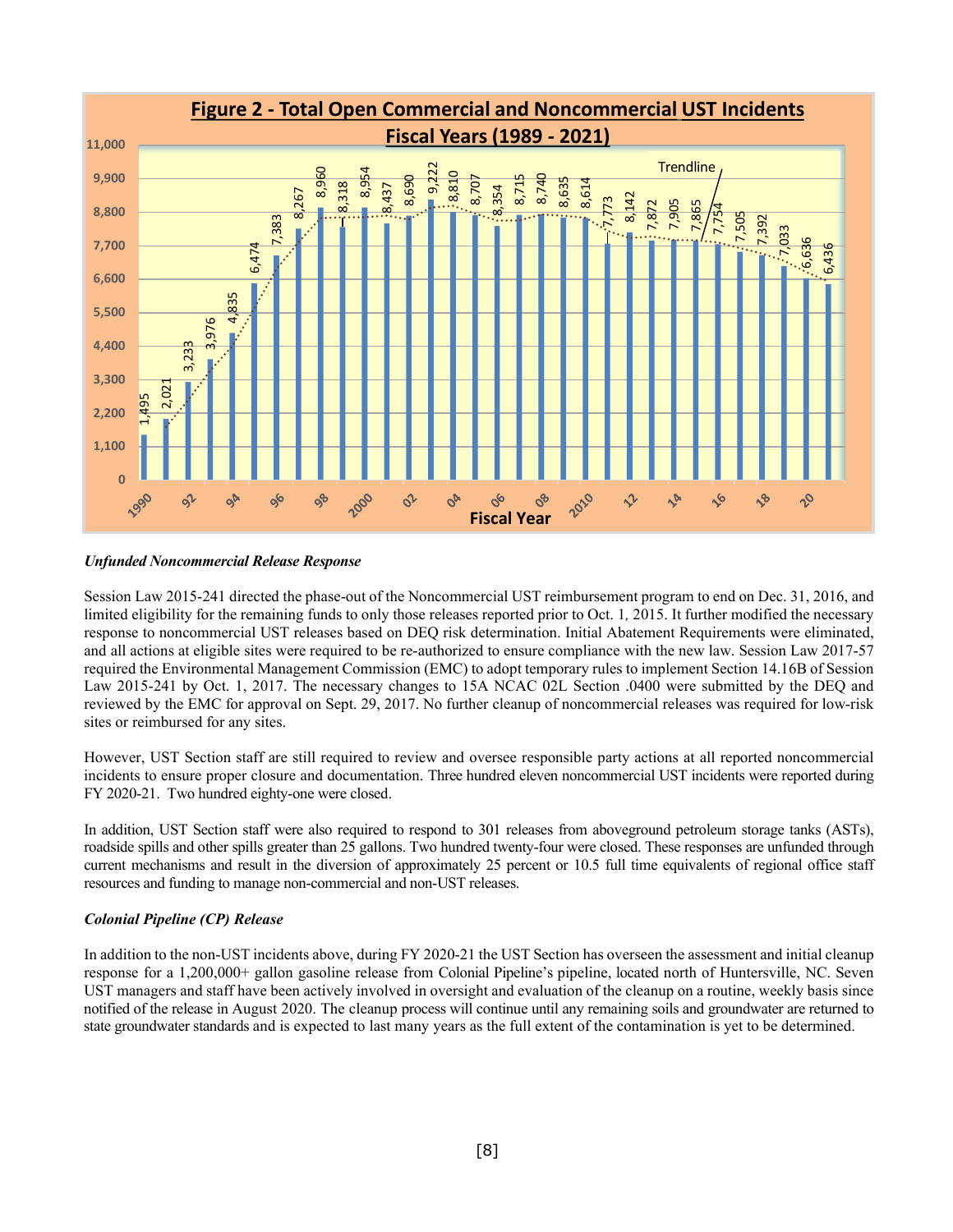**Figure 2 - Total Open Commercial and Noncommercial UST Incidents Fiscal Years (1989 - 2021)**

| Fiscal Year | Open UST Incidents |
|---|---|
| 1990 | 1,495 |
| 91 | 2,021 |
| 92 | 3,233 |
| 93 | 3,976 |
| 94 | 4,835 |
| 95 | 6,474 |
| 96 | 7,383 |
| 97 | 8,267 |
| 98 | 8,960 |
| 99 | 8,318 |
| 2000 | 8,954 |
| 01 | 8,437 |
| 02 | 8,690 |
| 03 | 9,222 |
| 04 | 8,810 |
| 05 | 8,707 |
| 06 | 8,354 |
| 07 | 8,715 |
| 08 | 8,740 |
| 09 | 8,635 |
| 2010 | 8,614 |
| 11 | 7,773 |
| 12 | 8,142 |
| 13 | 7,872 |
| 14 | 7,905 |
| 15 | 7,865 |
| 16 | 7,754 |
| 17 | 7,505 |
| 18 | 7,392 |
| 19 | 7,033 |
| 20 | 6,636 |
| 21 | 6,436 |

### *Unfunded Noncommercial Release Response*

Session Law 2015-241 directed the phase-out of the Noncommercial UST reimbursement program to end on Dec. 31, 2016, and limited eligibility for the remaining funds to only those releases reported prior to Oct. 1, 2015. It further modified the necessary response to noncommercial UST releases based on DEQ risk determination. Initial Abatement Requirements were eliminated, and all actions at eligible sites were required to be re-authorized to ensure compliance with the new law. Session Law 2017-57 required the Environmental Management Commission (EMC) to adopt temporary rules to implement Section 14.16B of Session Law 2015-241 by Oct. 1, 2017. The necessary changes to 15A NCAC 02L Section .0400 were submitted by the DEQ and reviewed by the EMC for approval on Sept. 29, 2017. No further cleanup of noncommercial releases was required for low-risk sites or reimbursed for any sites.

However, UST Section staff are still required to review and oversee responsible party actions at all reported noncommercial incidents to ensure proper closure and documentation. Three hundred eleven noncommercial UST incidents were reported during FY 2020-21. Two hundred eighty-one were closed.

In addition, UST Section staff were also required to respond to 301 releases from aboveground petroleum storage tanks (ASTs), roadside spills and other spills greater than 25 gallons. Two hundred twenty-four were closed. These responses are unfunded through current mechanisms and result in the diversion of approximately 25 percent or 10.5 full time equivalents of regional office staff resources and funding to manage non-commercial and non-UST releases.

### *Colonial Pipeline (CP) Release*

In addition to the non-UST incidents above, during FY 2020-21 the UST Section has overseen the assessment and initial cleanup response for a 1,200,000+ gallon gasoline release from Colonial Pipeline's pipeline, located north of Huntersville, NC. Seven UST managers and staff have been actively involved in oversight and evaluation of the cleanup on a routine, weekly basis since notified of the release in August 2020. The cleanup process will continue until any remaining soils and groundwater are returned to state groundwater standards and is expected to last many years as the full extent of the contamination is yet to be determined.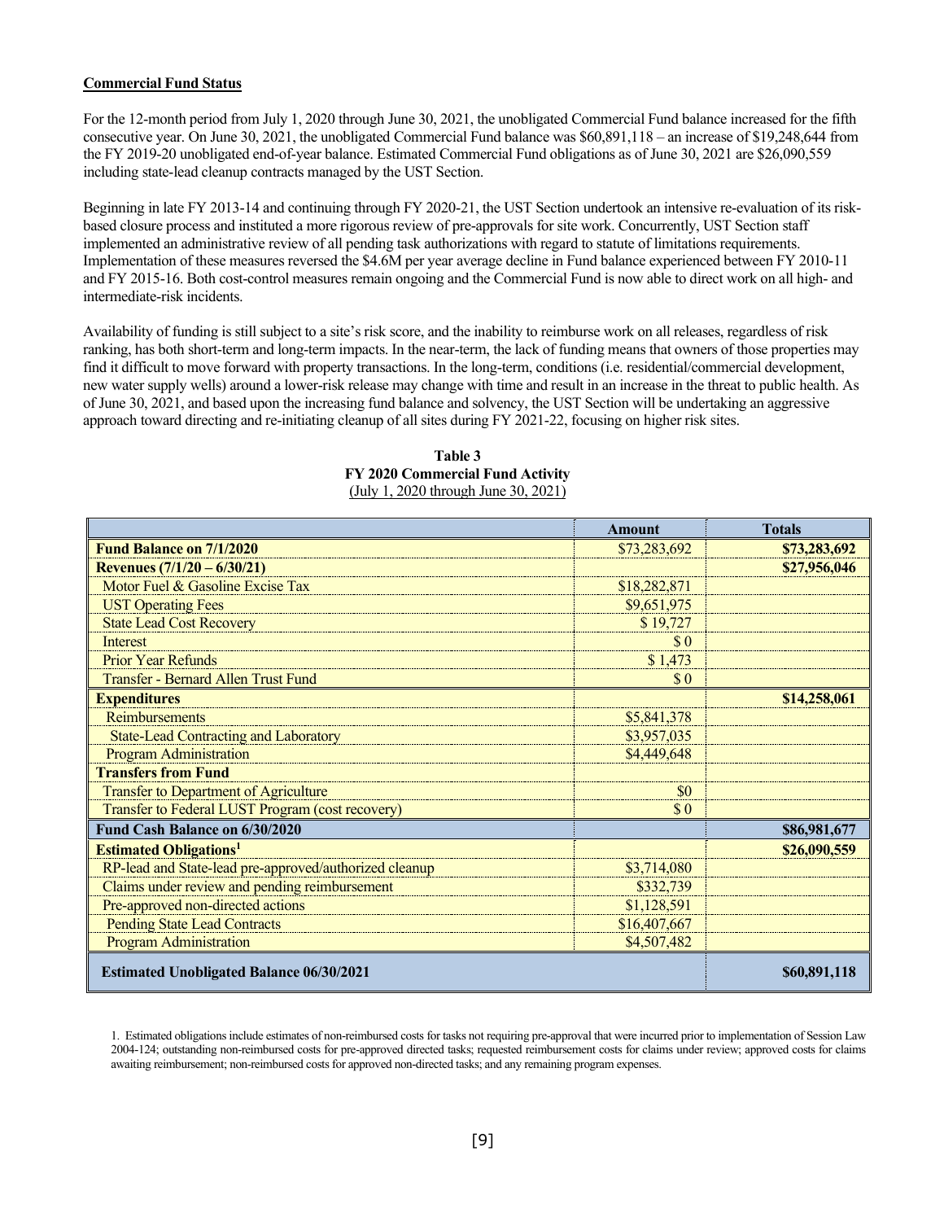**Commercial Fund Status**

For the 12-month period from July 1, 2020 through June 30, 2021, the unobligated Commercial Fund balance increased for the fifth consecutive year. On June 30, 2021, the unobligated Commercial Fund balance was $60,891,118 – an increase of $19,248,644 from the FY 2019-20 unobligated end-of-year balance. Estimated Commercial Fund obligations as of June 30, 2021 are $26,090,559 including state-lead cleanup contracts managed by the UST Section.

Beginning in late FY 2013-14 and continuing through FY 2020-21, the UST Section undertook an intensive re-evaluation of its risk-based closure process and instituted a more rigorous review of pre-approvals for site work. Concurrently, UST Section staff implemented an administrative review of all pending task authorizations with regard to statute of limitations requirements. Implementation of these measures reversed the $4.6M per year average decline in Fund balance experienced between FY 2010-11 and FY 2015-16. Both cost-control measures remain ongoing and the Commercial Fund is now able to direct work on all high- and intermediate-risk incidents.

Availability of funding is still subject to a site's risk score, and the inability to reimburse work on all releases, regardless of risk ranking, has both short-term and long-term impacts. In the near-term, the lack of funding means that owners of those properties may find it difficult to move forward with property transactions. In the long-term, conditions (i.e. residential/commercial development, new water supply wells) around a lower-risk release may change with time and result in an increase in the threat to public health. As of June 30, 2021, and based upon the increasing fund balance and solvency, the UST Section will be undertaking an aggressive approach toward directing and re-initiating cleanup of all sites during FY 2021-22, focusing on higher risk sites.

**Table 3**
**FY 2020 Commercial Fund Activity**
(July 1, 2020 through June 30, 2021)

| | Amount | Totals |
|---|---|---|
| **Fund Balance on 7/1/2020** | $73,283,692 | **$73,283,692** |
| **Revenues (7/1/20 – 6/30/21)** | | **$27,956,046** |
| Motor Fuel & Gasoline Excise Tax | $18,282,871 | |
| UST Operating Fees | $9,651,975 | |
| State Lead Cost Recovery | $ 19,727 | |
| Interest | $ 0 | |
| Prior Year Refunds | $ 1,473 | |
| Transfer - Bernard Allen Trust Fund | $ 0 | |
| **Expenditures** | | **$14,258,061** |
| Reimbursements | $5,841,378 | |
| State-Lead Contracting and Laboratory | $3,957,035 | |
| Program Administration | $4,449,648 | |
| **Transfers from Fund** | | |
| Transfer to Department of Agriculture | $0 | |
| Transfer to Federal LUST Program (cost recovery) | $ 0 | |
| **Fund Cash Balance on 6/30/2020** | | **$86,981,677** |
| **Estimated Obligations[1]** | | **$26,090,559** |
| RP-lead and State-lead pre-approved/authorized cleanup | $3,714,080 | |
| Claims under review and pending reimbursement | $332,739 | |
| Pre-approved non-directed actions | $1,128,591 | |
| Pending State Lead Contracts | $16,407,667 | |
| Program Administration | $4,507,482 | |
| **Estimated Unobligated Balance 06/30/2021** | | **$60,891,118** |

1. Estimated obligations include estimates of non-reimbursed costs for tasks not requiring pre-approval that were incurred prior to implementation of Session Law 2004-124; outstanding non-reimbursed costs for pre-approved directed tasks; requested reimbursement costs for claims under review; approved costs for claims awaiting reimbursement; non-reimbursed costs for approved non-directed tasks; and any remaining program expenses.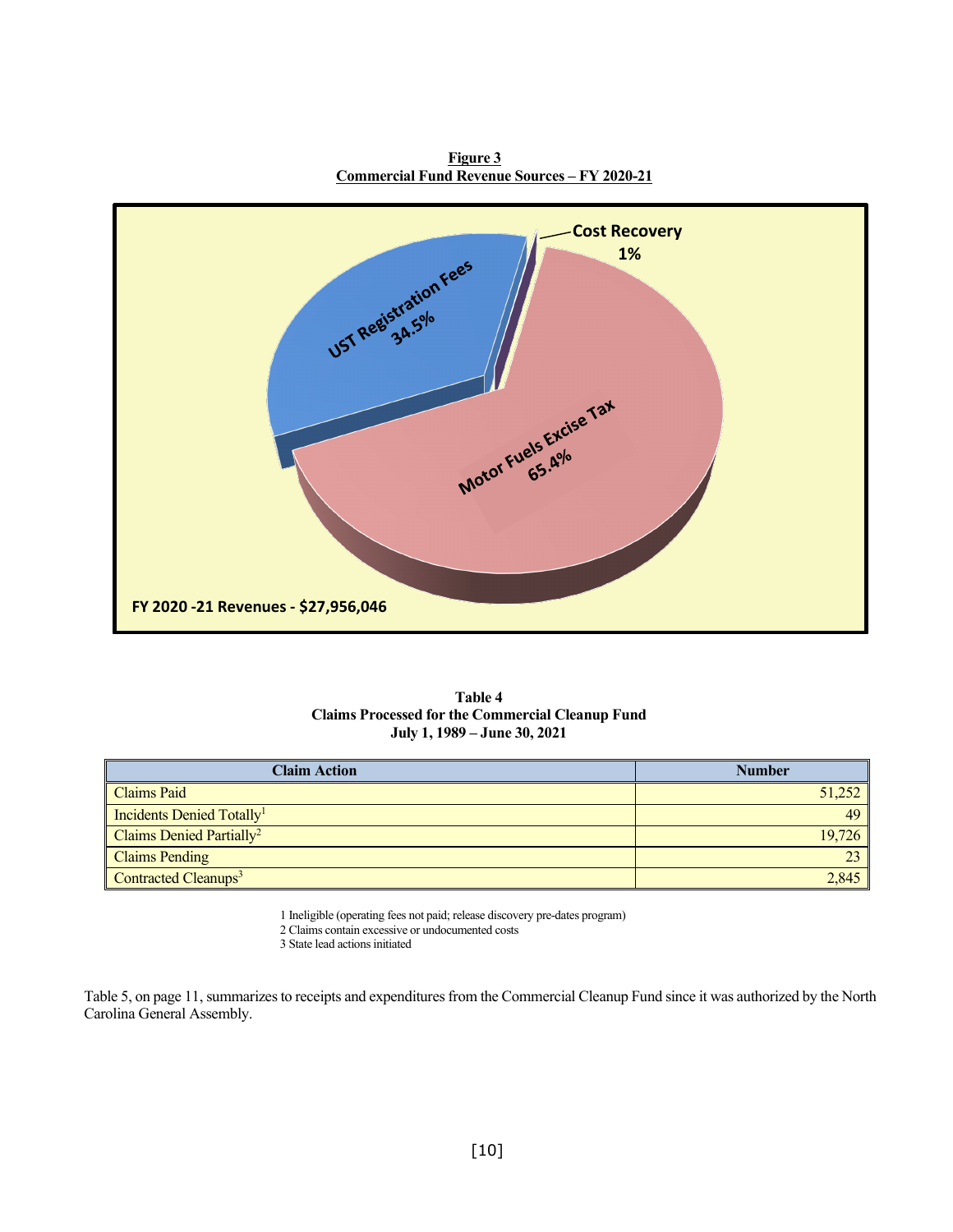**Figure 3**
**Commercial Fund Revenue Sources – FY 2020-21**

Cost Recovery 1%

UST Registration Fees 34.5%

Motor Fuels Excise Tax 65.4%

FY 2020 -21 Revenues - $27,956,046

**Table 4**
**Claims Processed for the Commercial Cleanup Fund**
**July 1, 1989 – June 30, 2021**

| Claim Action | Number |
|---|---|
| Claims Paid | 51,252 |
| Incidents Denied Totally[1] | 49 |
| Claims Denied Partially[2] | 19,726 |
| Claims Pending | 23 |
| Contracted Cleanups[3] | 2,845 |

1 Ineligible (operating fees not paid; release discovery pre-dates program)
2 Claims contain excessive or undocumented costs
3 State lead actions initiated

Table 5, on page 11, summarizes to receipts and expenditures from the Commercial Cleanup Fund since it was authorized by the North Carolina General Assembly.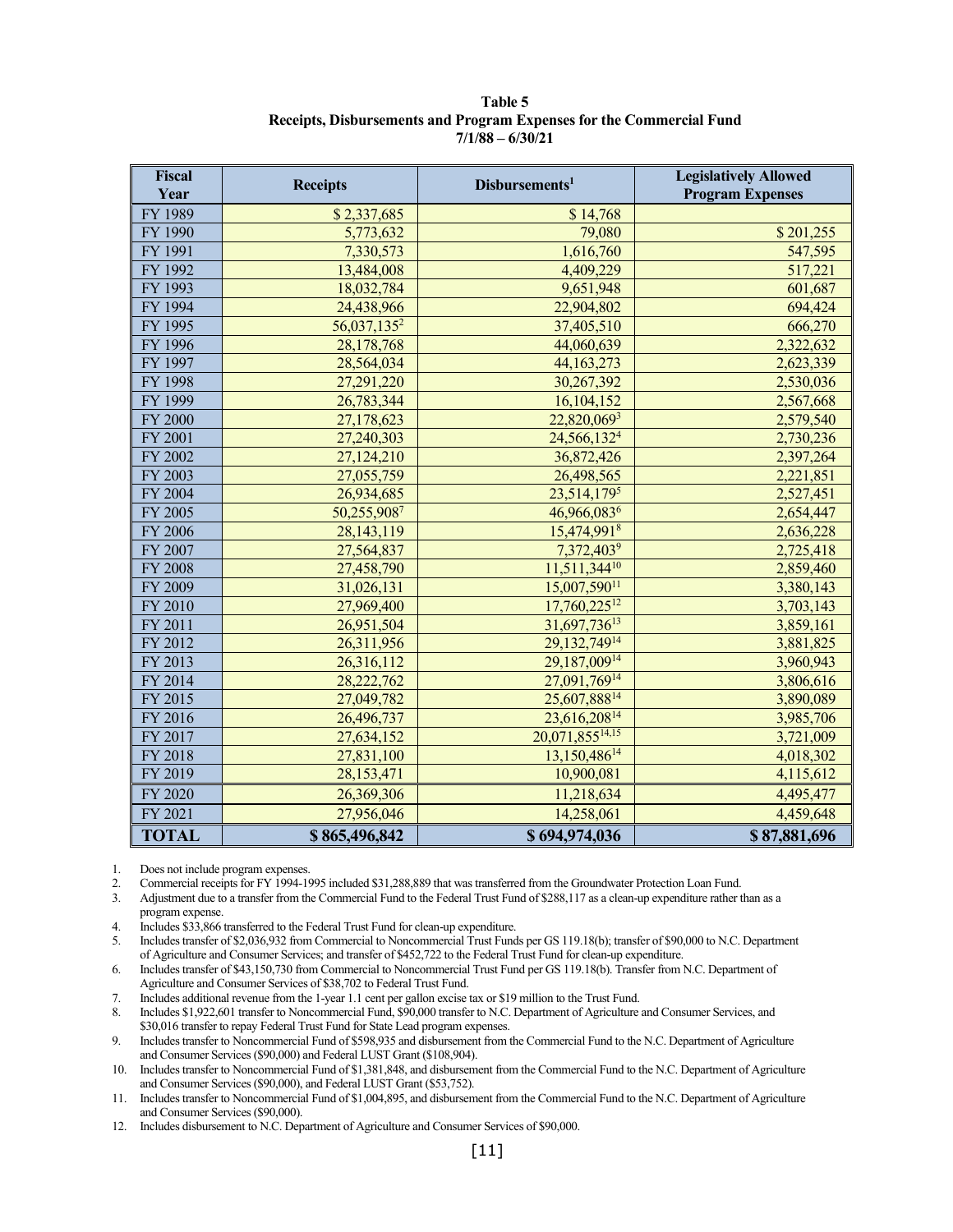**Table 5**
**Receipts, Disbursements and Program Expenses for the Commercial Fund**
**7/1/88 – 6/30/21**

| Fiscal Year | Receipts | Disbursements[1] | Legislatively Allowed Program Expenses |
|---|---|---|---|
| FY 1989 | $ 2,337,685 | $ 14,768 | |
| FY 1990 | 5,773,632 | 79,080 | $ 201,255 |
| FY 1991 | 7,330,573 | 1,616,760 | 547,595 |
| FY 1992 | 13,484,008 | 4,409,229 | 517,221 |
| FY 1993 | 18,032,784 | 9,651,948 | 601,687 |
| FY 1994 | 24,438,966 | 22,904,802 | 694,424 |
| FY 1995 | 56,037,135[2] | 37,405,510 | 666,270 |
| FY 1996 | 28,178,768 | 44,060,639 | 2,322,632 |
| FY 1997 | 28,564,034 | 44,163,273 | 2,623,339 |
| FY 1998 | 27,291,220 | 30,267,392 | 2,530,036 |
| FY 1999 | 26,783,344 | 16,104,152 | 2,567,668 |
| FY 2000 | 27,178,623 | 22,820,069[3] | 2,579,540 |
| FY 2001 | 27,240,303 | 24,566,132[4] | 2,730,236 |
| FY 2002 | 27,124,210 | 36,872,426 | 2,397,264 |
| FY 2003 | 27,055,759 | 26,498,565 | 2,221,851 |
| FY 2004 | 26,934,685 | 23,514,179[5] | 2,527,451 |
| FY 2005 | 50,255,908[7] | 46,966,083[6] | 2,654,447 |
| FY 2006 | 28,143,119 | 15,474,991[8] | 2,636,228 |
| FY 2007 | 27,564,837 | 7,372,403[9] | 2,725,418 |
| FY 2008 | 27,458,790 | 11,511,344[10] | 2,859,460 |
| FY 2009 | 31,026,131 | 15,007,590[11] | 3,380,143 |
| FY 2010 | 27,969,400 | 17,760,225[12] | 3,703,143 |
| FY 2011 | 26,951,504 | 31,697,736[13] | 3,859,161 |
| FY 2012 | 26,311,956 | 29,132,749[14] | 3,881,825 |
| FY 2013 | 26,316,112 | 29,187,009[14] | 3,960,943 |
| FY 2014 | 28,222,762 | 27,091,769[14] | 3,806,616 |
| FY 2015 | 27,049,782 | 25,607,888[14] | 3,890,089 |
| FY 2016 | 26,496,737 | 23,616,208[14] | 3,985,706 |
| FY 2017 | 27,634,152 | 20,071,855[14,15] | 3,721,009 |
| FY 2018 | 27,831,100 | 13,150,486[14] | 4,018,302 |
| FY 2019 | 28,153,471 | 10,900,081 | 4,115,612 |
| FY 2020 | 26,369,306 | 11,218,634 | 4,495,477 |
| FY 2021 | 27,956,046 | 14,258,061 | 4,459,648 |
| **TOTAL** | **$ 865,496,842** | **$ 694,974,036** | **$ 87,881,696** |

1. Does not include program expenses.
2. Commercial receipts for FY 1994-1995 included $31,288,889 that was transferred from the Groundwater Protection Loan Fund.
3. Adjustment due to a transfer from the Commercial Fund to the Federal Trust Fund of $288,117 as a clean-up expenditure rather than as a program expense.
4. Includes $33,866 transferred to the Federal Trust Fund for clean-up expenditure.
5. Includes transfer of $2,036,932 from Commercial to Noncommercial Trust Funds per GS 119.18(b); transfer of $90,000 to N.C. Department of Agriculture and Consumer Services; and transfer of $452,722 to the Federal Trust Fund for clean-up expenditure.
6. Includes transfer of $43,150,730 from Commercial to Noncommercial Trust Fund per GS 119.18(b). Transfer from N.C. Department of Agriculture and Consumer Services of $38,702 to Federal Trust Fund.
7. Includes additional revenue from the 1-year 1.1 cent per gallon excise tax or $19 million to the Trust Fund.
8. Includes $1,922,601 transfer to Noncommercial Fund, $90,000 transfer to N.C. Department of Agriculture and Consumer Services, and $30,016 transfer to repay Federal Trust Fund for State Lead program expenses.
9. Includes transfer to Noncommercial Fund of $598,935 and disbursement from the Commercial Fund to the N.C. Department of Agriculture and Consumer Services ($90,000) and Federal LUST Grant ($108,904).
10. Includes transfer to Noncommercial Fund of $1,381,848, and disbursement from the Commercial Fund to the N.C. Department of Agriculture and Consumer Services ($90,000), and Federal LUST Grant ($53,752).
11. Includes transfer to Noncommercial Fund of $1,004,895, and disbursement from the Commercial Fund to the N.C. Department of Agriculture and Consumer Services ($90,000).
12. Includes disbursement to N.C. Department of Agriculture and Consumer Services of $90,000.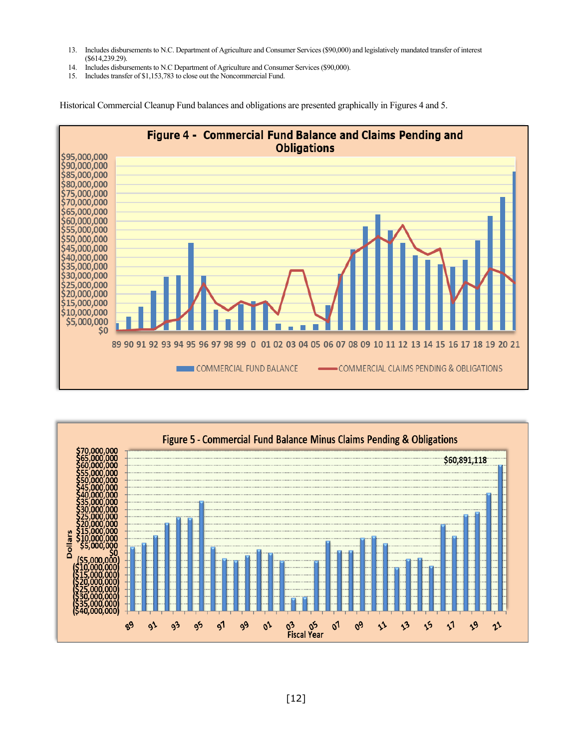13. Includes disbursements to N.C. Department of Agriculture and Consumer Services ($90,000) and legislatively mandated transfer of interest ($614,239.29).
14. Includes disbursements to N.C Department of Agriculture and Consumer Services ($90,000).
15. Includes transfer of $1,153,783 to close out the Noncommercial Fund.

Historical Commercial Cleanup Fund balances and obligations are presented graphically in Figures 4 and 5.

**Figure 4 - Commercial Fund Balance and Claims Pending and Obligations**

**Figure 5 - Commercial Fund Balance Minus Claims Pending & Obligations**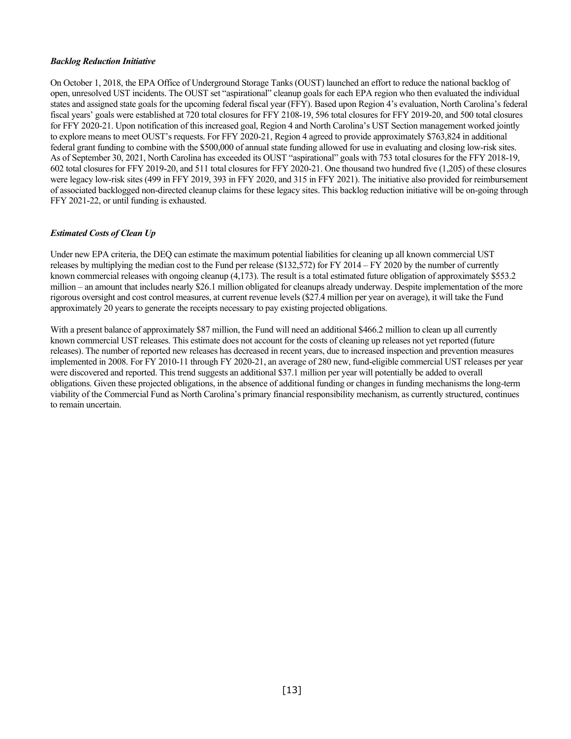***Backlog Reduction Initiative***

On October 1, 2018, the EPA Office of Underground Storage Tanks (OUST) launched an effort to reduce the national backlog of open, unresolved UST incidents. The OUST set "aspirational" cleanup goals for each EPA region who then evaluated the individual states and assigned state goals for the upcoming federal fiscal year (FFY). Based upon Region 4's evaluation, North Carolina's federal fiscal years' goals were established at 720 total closures for FFY 2108-19, 596 total closures for FFY 2019-20, and 500 total closures for FFY 2020-21. Upon notification of this increased goal, Region 4 and North Carolina's UST Section management worked jointly to explore means to meet OUST's requests. For FFY 2020-21, Region 4 agreed to provide approximately $763,824 in additional federal grant funding to combine with the $500,000 of annual state funding allowed for use in evaluating and closing low-risk sites. As of September 30, 2021, North Carolina has exceeded its OUST "aspirational" goals with 753 total closures for the FFY 2018-19, 602 total closures for FFY 2019-20, and 511 total closures for FFY 2020-21. One thousand two hundred five (1,205) of these closures were legacy low-risk sites (499 in FFY 2019, 393 in FFY 2020, and 315 in FFY 2021). The initiative also provided for reimbursement of associated backlogged non-directed cleanup claims for these legacy sites. This backlog reduction initiative will be on-going through FFY 2021-22, or until funding is exhausted.

***Estimated Costs of Clean Up***

Under new EPA criteria, the DEQ can estimate the maximum potential liabilities for cleaning up all known commercial UST releases by multiplying the median cost to the Fund per release ($132,572) for FY 2014 – FY 2020 by the number of currently known commercial releases with ongoing cleanup (4,173). The result is a total estimated future obligation of approximately $553.2 million – an amount that includes nearly $26.1 million obligated for cleanups already underway. Despite implementation of the more rigorous oversight and cost control measures, at current revenue levels ($27.4 million per year on average), it will take the Fund approximately 20 years to generate the receipts necessary to pay existing projected obligations.

With a present balance of approximately $87 million, the Fund will need an additional $466.2 million to clean up all currently known commercial UST releases. This estimate does not account for the costs of cleaning up releases not yet reported (future releases). The number of reported new releases has decreased in recent years, due to increased inspection and prevention measures implemented in 2008. For FY 2010-11 through FY 2020-21, an average of 280 new, fund-eligible commercial UST releases per year were discovered and reported. This trend suggests an additional $37.1 million per year will potentially be added to overall obligations. Given these projected obligations, in the absence of additional funding or changes in funding mechanisms the long-term viability of the Commercial Fund as North Carolina's primary financial responsibility mechanism, as currently structured, continues to remain uncertain.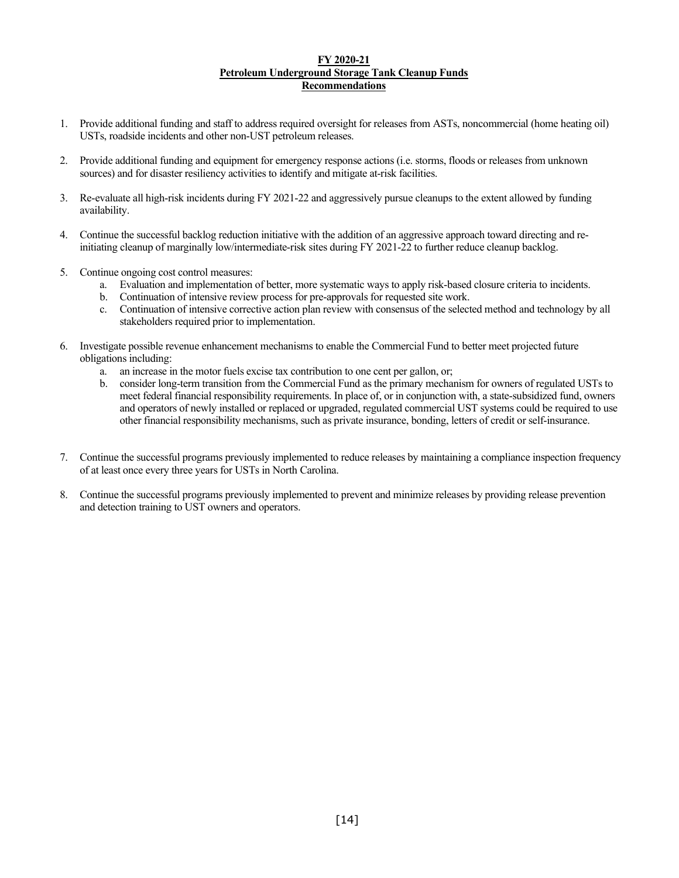# FY 2020-21
# Petroleum Underground Storage Tank Cleanup Funds
# Recommendations

1. Provide additional funding and staff to address required oversight for releases from ASTs, noncommercial (home heating oil) USTs, roadside incidents and other non-UST petroleum releases.

2. Provide additional funding and equipment for emergency response actions (i.e. storms, floods or releases from unknown sources) and for disaster resiliency activities to identify and mitigate at-risk facilities.

3. Re-evaluate all high-risk incidents during FY 2021-22 and aggressively pursue cleanups to the extent allowed by funding availability.

4. Continue the successful backlog reduction initiative with the addition of an aggressive approach toward directing and re-initiating cleanup of marginally low/intermediate-risk sites during FY 2021-22 to further reduce cleanup backlog.

5. Continue ongoing cost control measures:
   a. Evaluation and implementation of better, more systematic ways to apply risk-based closure criteria to incidents.
   b. Continuation of intensive review process for pre-approvals for requested site work.
   c. Continuation of intensive corrective action plan review with consensus of the selected method and technology by all stakeholders required prior to implementation.

6. Investigate possible revenue enhancement mechanisms to enable the Commercial Fund to better meet projected future obligations including:
   a. an increase in the motor fuels excise tax contribution to one cent per gallon, or;
   b. consider long-term transition from the Commercial Fund as the primary mechanism for owners of regulated USTs to meet federal financial responsibility requirements. In place of, or in conjunction with, a state-subsidized fund, owners and operators of newly installed or replaced or upgraded, regulated commercial UST systems could be required to use other financial responsibility mechanisms, such as private insurance, bonding, letters of credit or self-insurance.

7. Continue the successful programs previously implemented to reduce releases by maintaining a compliance inspection frequency of at least once every three years for USTs in North Carolina.

8. Continue the successful programs previously implemented to prevent and minimize releases by providing release prevention and detection training to UST owners and operators.